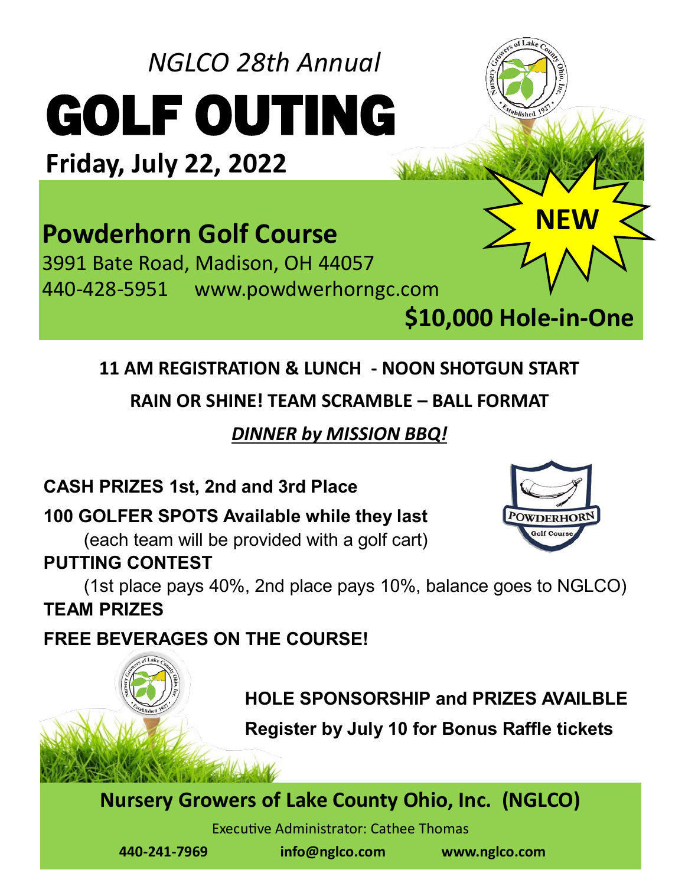*NGLCO 28th Annual*

# GOLF OUTING

**Friday, July 22, 2022**

## Powderhorn Golf Course

3991 Bate Road, Madison, OH 44057

440-428-5951 www.powdwerhorngc.com

**NEW**

**$10,000 Hole-in-One**

**11 AM REGISTRATION & LUNCH - NOON SHOTGUN START**

**RAIN OR SHINE! TEAM SCRAMBLE – BALL FORMAT**

***DINNER by MISSION BBQ!***

**CASH PRIZES 1st, 2nd and 3rd Place**

**100 GOLFER SPOTS Available while they last**

(each team will be provided with a golf cart)

**PUTTING CONTEST**

(1st place pays 40%, 2nd place pays 10%, balance goes to NGLCO)

**TEAM PRIZES**

**FREE BEVERAGES ON THE COURSE!**

**HOLE SPONSORSHIP and PRIZES AVAILBLE**

**Register by July 10 for Bonus Raffle tickets**

**Nursery Growers of Lake County Ohio, Inc. (NGLCO)**

Executive Administrator: Cathee Thomas

**440-241-7969** **info@nglco.com** **www.nglco.com**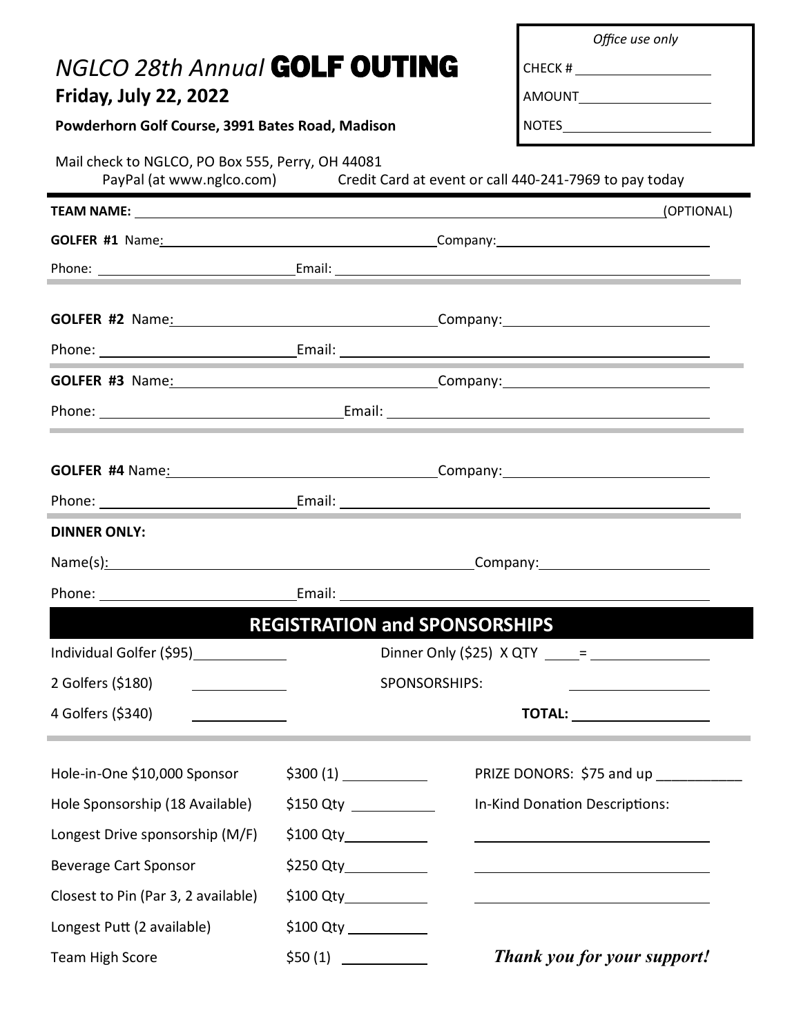# *NGLCO 28th Annual* GOLF OUTING

**Friday, July 22, 2022**

**Powderhorn Golf Course, 3991 Bates Road, Madison**

| |
|---|
| *Office use only* |
| CHECK # ________________ |
| AMOUNT ________________ |
| NOTES ________________ |

Mail check to NGLCO, PO Box 555, Perry, OH 44081

PayPal (at www.nglco.com) Credit Card at event or call 440-241-7969 to pay today

---

**TEAM NAME:** ________________________________________________ (OPTIONAL)

**GOLFER #1** Name: ______________________________ Company: ______________________________

Phone: ______________________ Email: ________________________________________

---

**GOLFER #2** Name: ______________________________ Company: ______________________________

Phone: ______________________ Email: ________________________________________

---

**GOLFER #3** Name: ______________________________ Company: ______________________________

Phone: ______________________ Email: ________________________________________

---

**GOLFER #4** Name: ______________________________ Company: ______________________________

Phone: ______________________ Email: ________________________________________

---

**DINNER ONLY:**

Name(s): ________________________________________ Company: ______________________

Phone: ______________________ Email: ________________________________________

## REGISTRATION and SPONSORSHIPS

Individual Golfer ($95) __________ Dinner Only ($25) X QTY ____ = ______________

2 Golfers ($180) __________ SPONSORSHIPS: ______________

4 Golfers ($340) __________ **TOTAL:** ______________

---

| | | |
|---|---|---|
| Hole-in-One $10,000 Sponsor | $300 (1) __________ | PRIZE DONORS: $75 and up __________ |
| Hole Sponsorship (18 Available) | $150 Qty __________ | In-Kind Donation Descriptions: |
| Longest Drive sponsorship (M/F) | $100 Qty __________ | ______________________________ |
| Beverage Cart Sponsor | $250 Qty __________ | ______________________________ |
| Closest to Pin (Par 3, 2 available) | $100 Qty __________ | ______________________________ |
| Longest Putt (2 available) | $100 Qty __________ | |
| Team High Score | $50 (1) __________ | ***Thank you for your support!*** |